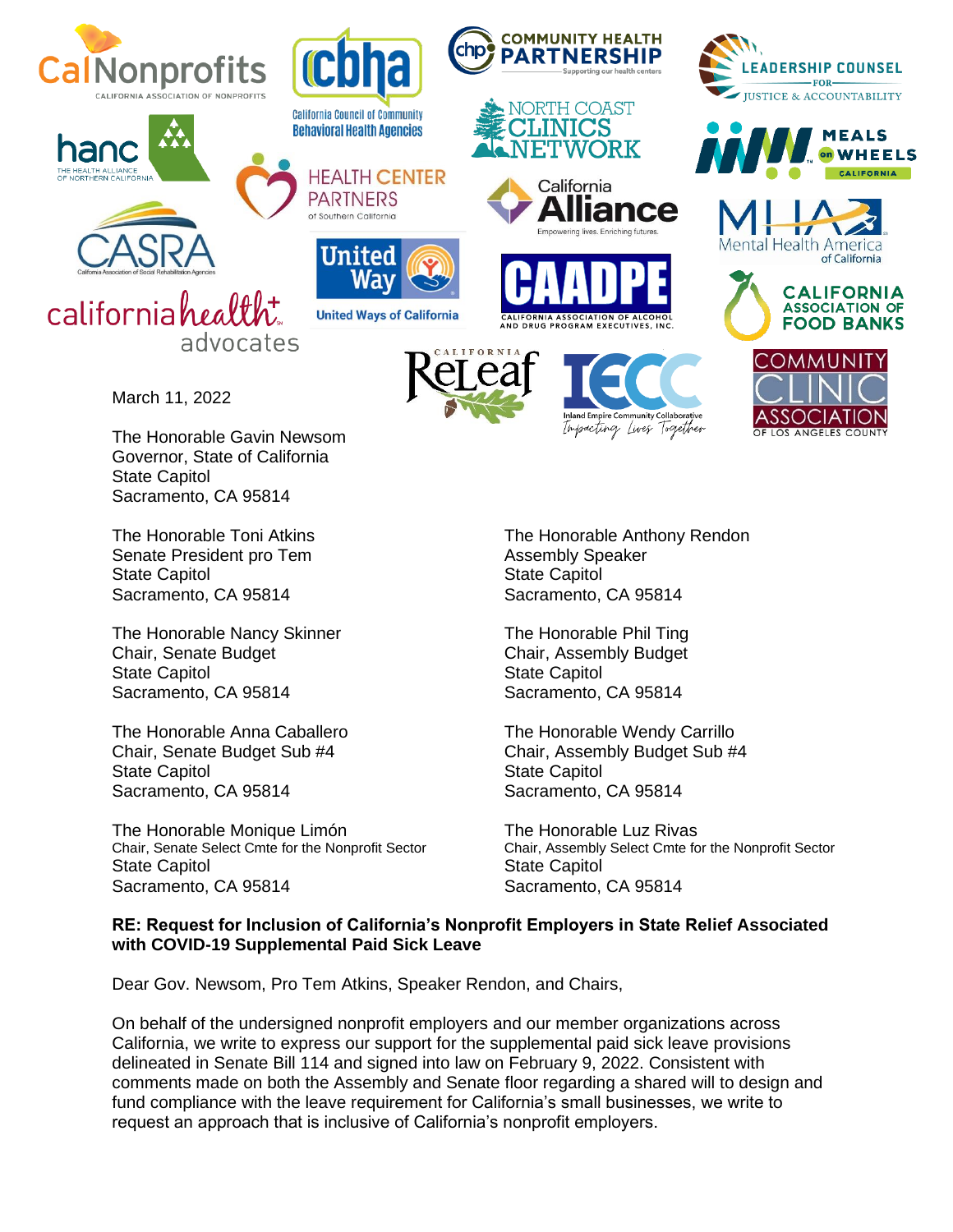March 11, 2022

The Honorable Gavin Newsom
Governor, State of California
State Capitol
Sacramento, CA 95814

The Honorable Toni Atkins
Senate President pro Tem
State Capitol
Sacramento, CA 95814

The Honorable Anthony Rendon
Assembly Speaker
State Capitol
Sacramento, CA 95814

The Honorable Nancy Skinner
Chair, Senate Budget
State Capitol
Sacramento, CA 95814

The Honorable Phil Ting
Chair, Assembly Budget
State Capitol
Sacramento, CA 95814

The Honorable Anna Caballero
Chair, Senate Budget Sub #4
State Capitol
Sacramento, CA 95814

The Honorable Wendy Carrillo
Chair, Assembly Budget Sub #4
State Capitol
Sacramento, CA 95814

The Honorable Monique Limón
Chair, Senate Select Cmte for the Nonprofit Sector
State Capitol
Sacramento, CA 95814

The Honorable Luz Rivas
Chair, Assembly Select Cmte for the Nonprofit Sector
State Capitol
Sacramento, CA 95814

**RE: Request for Inclusion of California's Nonprofit Employers in State Relief Associated with COVID-19 Supplemental Paid Sick Leave**

Dear Gov. Newsom, Pro Tem Atkins, Speaker Rendon, and Chairs,

On behalf of the undersigned nonprofit employers and our member organizations across California, we write to express our support for the supplemental paid sick leave provisions delineated in Senate Bill 114 and signed into law on February 9, 2022. Consistent with comments made on both the Assembly and Senate floor regarding a shared will to design and fund compliance with the leave requirement for California's small businesses, we write to request an approach that is inclusive of California's nonprofit employers.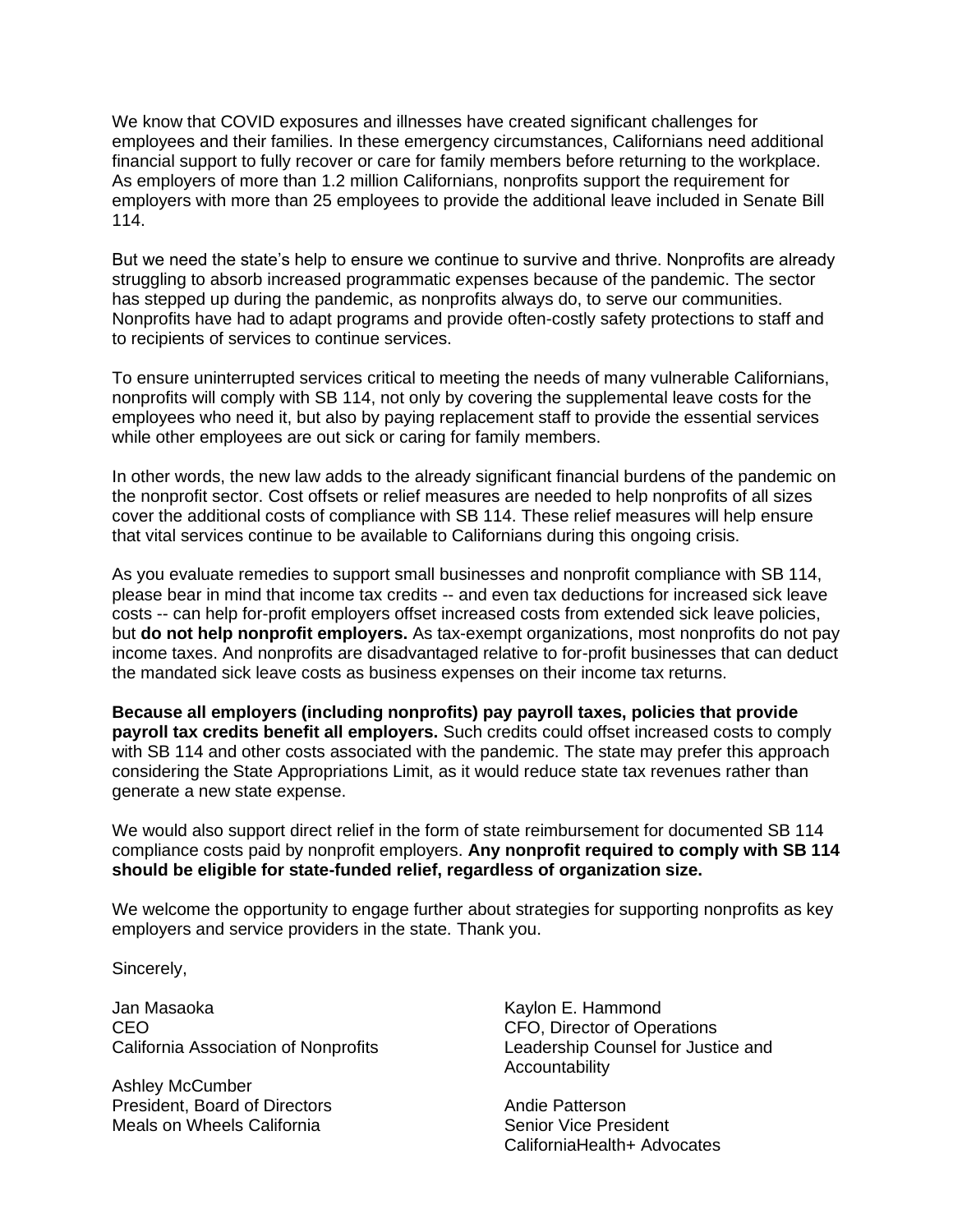We know that COVID exposures and illnesses have created significant challenges for employees and their families. In these emergency circumstances, Californians need additional financial support to fully recover or care for family members before returning to the workplace. As employers of more than 1.2 million Californians, nonprofits support the requirement for employers with more than 25 employees to provide the additional leave included in Senate Bill 114.

But we need the state's help to ensure we continue to survive and thrive. Nonprofits are already struggling to absorb increased programmatic expenses because of the pandemic. The sector has stepped up during the pandemic, as nonprofits always do, to serve our communities. Nonprofits have had to adapt programs and provide often-costly safety protections to staff and to recipients of services to continue services.

To ensure uninterrupted services critical to meeting the needs of many vulnerable Californians, nonprofits will comply with SB 114, not only by covering the supplemental leave costs for the employees who need it, but also by paying replacement staff to provide the essential services while other employees are out sick or caring for family members.

In other words, the new law adds to the already significant financial burdens of the pandemic on the nonprofit sector. Cost offsets or relief measures are needed to help nonprofits of all sizes cover the additional costs of compliance with SB 114. These relief measures will help ensure that vital services continue to be available to Californians during this ongoing crisis.

As you evaluate remedies to support small businesses and nonprofit compliance with SB 114, please bear in mind that income tax credits -- and even tax deductions for increased sick leave costs -- can help for-profit employers offset increased costs from extended sick leave policies, but **do not help nonprofit employers.** As tax-exempt organizations, most nonprofits do not pay income taxes. And nonprofits are disadvantaged relative to for-profit businesses that can deduct the mandated sick leave costs as business expenses on their income tax returns.

**Because all employers (including nonprofits) pay payroll taxes, policies that provide payroll tax credits benefit all employers.** Such credits could offset increased costs to comply with SB 114 and other costs associated with the pandemic. The state may prefer this approach considering the State Appropriations Limit, as it would reduce state tax revenues rather than generate a new state expense.

We would also support direct relief in the form of state reimbursement for documented SB 114 compliance costs paid by nonprofit employers. **Any nonprofit required to comply with SB 114 should be eligible for state-funded relief, regardless of organization size.**

We welcome the opportunity to engage further about strategies for supporting nonprofits as key employers and service providers in the state. Thank you.

Sincerely,

Jan Masaoka
CEO
California Association of Nonprofits

Ashley McCumber
President, Board of Directors
Meals on Wheels California

Kaylon E. Hammond
CFO, Director of Operations
Leadership Counsel for Justice and Accountability

Andie Patterson
Senior Vice President
CaliforniaHealth+ Advocates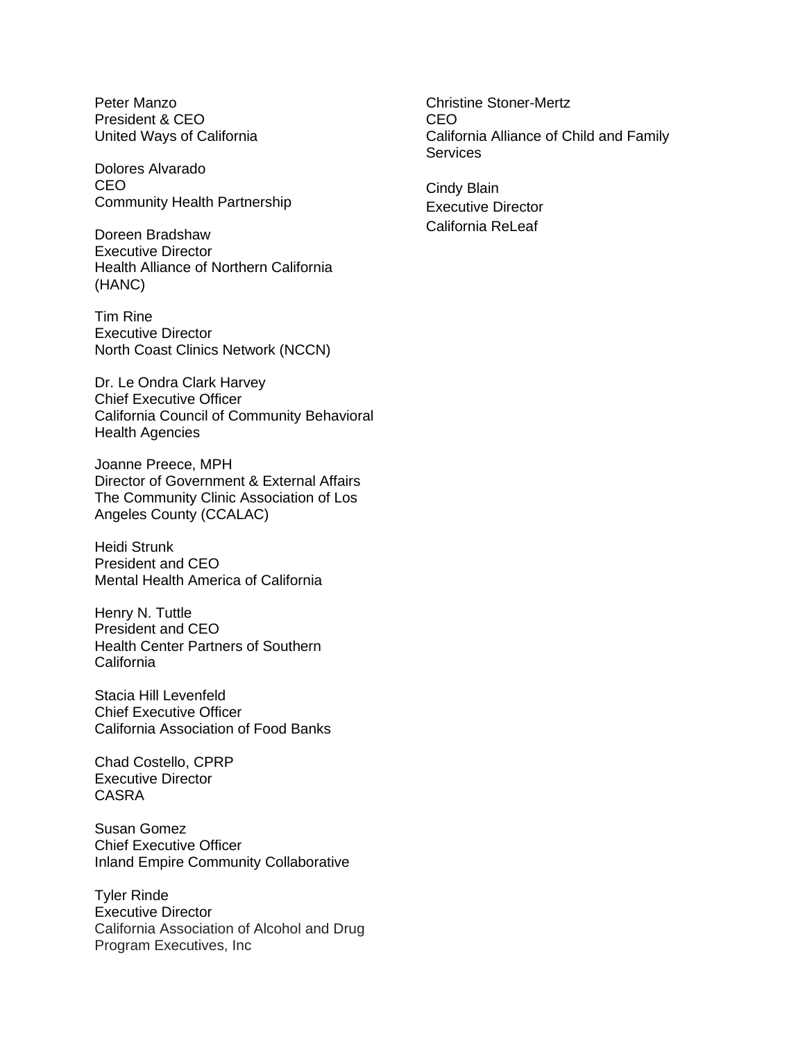Peter Manzo
President & CEO
United Ways of California

Dolores Alvarado
CEO
Community Health Partnership

Doreen Bradshaw
Executive Director
Health Alliance of Northern California (HANC)

Tim Rine
Executive Director
North Coast Clinics Network (NCCN)

Dr. Le Ondra Clark Harvey
Chief Executive Officer
California Council of Community Behavioral Health Agencies

Joanne Preece, MPH
Director of Government & External Affairs
The Community Clinic Association of Los Angeles County (CCALAC)

Heidi Strunk
President and CEO
Mental Health America of California

Henry N. Tuttle
President and CEO
Health Center Partners of Southern California

Stacia Hill Levenfeld
Chief Executive Officer
California Association of Food Banks

Chad Costello, CPRP
Executive Director
CASRA

Susan Gomez
Chief Executive Officer
Inland Empire Community Collaborative

Tyler Rinde
Executive Director
California Association of Alcohol and Drug Program Executives, Inc

Christine Stoner-Mertz
CEO
California Alliance of Child and Family Services

Cindy Blain
Executive Director
California ReLeaf